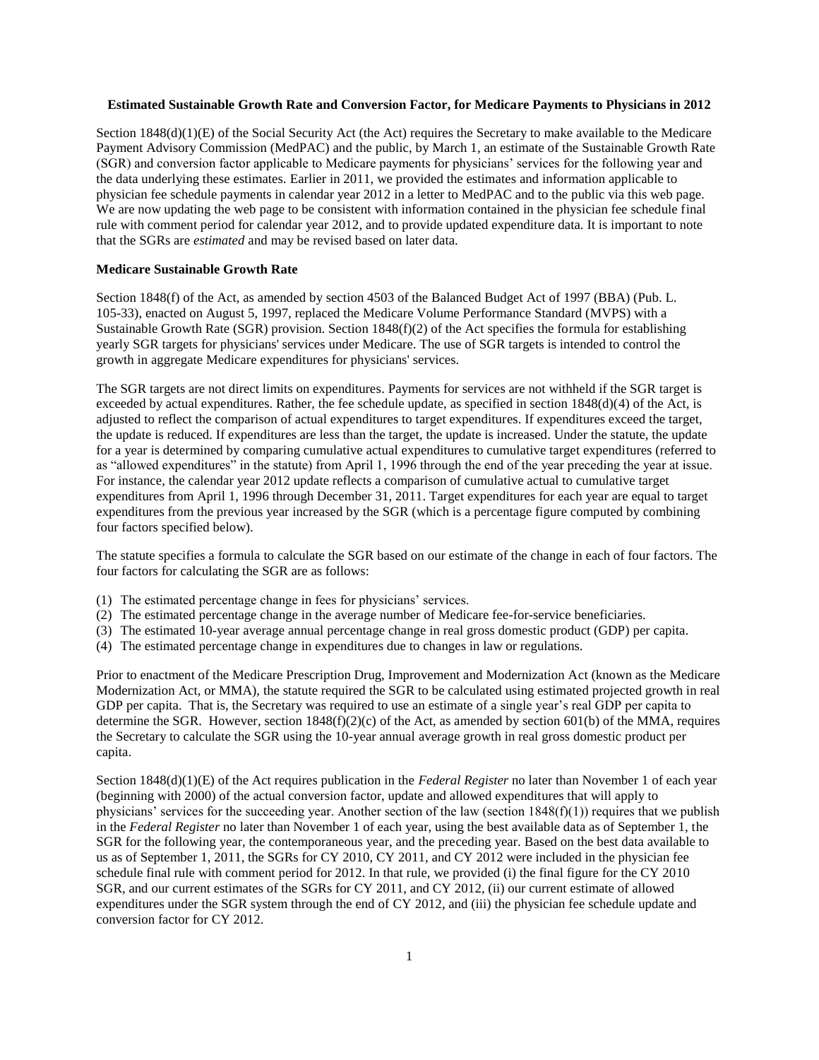**Estimated Sustainable Growth Rate and Conversion Factor, for Medicare Payments to Physicians in 2012**

Section 1848(d)(1)(E) of the Social Security Act (the Act) requires the Secretary to make available to the Medicare Payment Advisory Commission (MedPAC) and the public, by March 1, an estimate of the Sustainable Growth Rate (SGR) and conversion factor applicable to Medicare payments for physicians' services for the following year and the data underlying these estimates. Earlier in 2011, we provided the estimates and information applicable to physician fee schedule payments in calendar year 2012 in a letter to MedPAC and to the public via this web page. We are now updating the web page to be consistent with information contained in the physician fee schedule final rule with comment period for calendar year 2012, and to provide updated expenditure data. It is important to note that the SGRs are *estimated* and may be revised based on later data.

**Medicare Sustainable Growth Rate**

Section 1848(f) of the Act, as amended by section 4503 of the Balanced Budget Act of 1997 (BBA) (Pub. L. 105-33), enacted on August 5, 1997, replaced the Medicare Volume Performance Standard (MVPS) with a Sustainable Growth Rate (SGR) provision. Section 1848(f)(2) of the Act specifies the formula for establishing yearly SGR targets for physicians' services under Medicare. The use of SGR targets is intended to control the growth in aggregate Medicare expenditures for physicians' services.

The SGR targets are not direct limits on expenditures. Payments for services are not withheld if the SGR target is exceeded by actual expenditures. Rather, the fee schedule update, as specified in section 1848(d)(4) of the Act, is adjusted to reflect the comparison of actual expenditures to target expenditures. If expenditures exceed the target, the update is reduced. If expenditures are less than the target, the update is increased. Under the statute, the update for a year is determined by comparing cumulative actual expenditures to cumulative target expenditures (referred to as "allowed expenditures" in the statute) from April 1, 1996 through the end of the year preceding the year at issue. For instance, the calendar year 2012 update reflects a comparison of cumulative actual to cumulative target expenditures from April 1, 1996 through December 31, 2011. Target expenditures for each year are equal to target expenditures from the previous year increased by the SGR (which is a percentage figure computed by combining four factors specified below).

The statute specifies a formula to calculate the SGR based on our estimate of the change in each of four factors. The four factors for calculating the SGR are as follows:

(1) The estimated percentage change in fees for physicians' services.
(2) The estimated percentage change in the average number of Medicare fee-for-service beneficiaries.
(3) The estimated 10-year average annual percentage change in real gross domestic product (GDP) per capita.
(4) The estimated percentage change in expenditures due to changes in law or regulations.

Prior to enactment of the Medicare Prescription Drug, Improvement and Modernization Act (known as the Medicare Modernization Act, or MMA), the statute required the SGR to be calculated using estimated projected growth in real GDP per capita. That is, the Secretary was required to use an estimate of a single year's real GDP per capita to determine the SGR. However, section 1848(f)(2)(c) of the Act, as amended by section 601(b) of the MMA, requires the Secretary to calculate the SGR using the 10-year annual average growth in real gross domestic product per capita.

Section 1848(d)(1)(E) of the Act requires publication in the *Federal Register* no later than November 1 of each year (beginning with 2000) of the actual conversion factor, update and allowed expenditures that will apply to physicians' services for the succeeding year. Another section of the law (section 1848(f)(1)) requires that we publish in the *Federal Register* no later than November 1 of each year, using the best available data as of September 1, the SGR for the following year, the contemporaneous year, and the preceding year. Based on the best data available to us as of September 1, 2011, the SGRs for CY 2010, CY 2011, and CY 2012 were included in the physician fee schedule final rule with comment period for 2012. In that rule, we provided (i) the final figure for the CY 2010 SGR, and our current estimates of the SGRs for CY 2011, and CY 2012, (ii) our current estimate of allowed expenditures under the SGR system through the end of CY 2012, and (iii) the physician fee schedule update and conversion factor for CY 2012.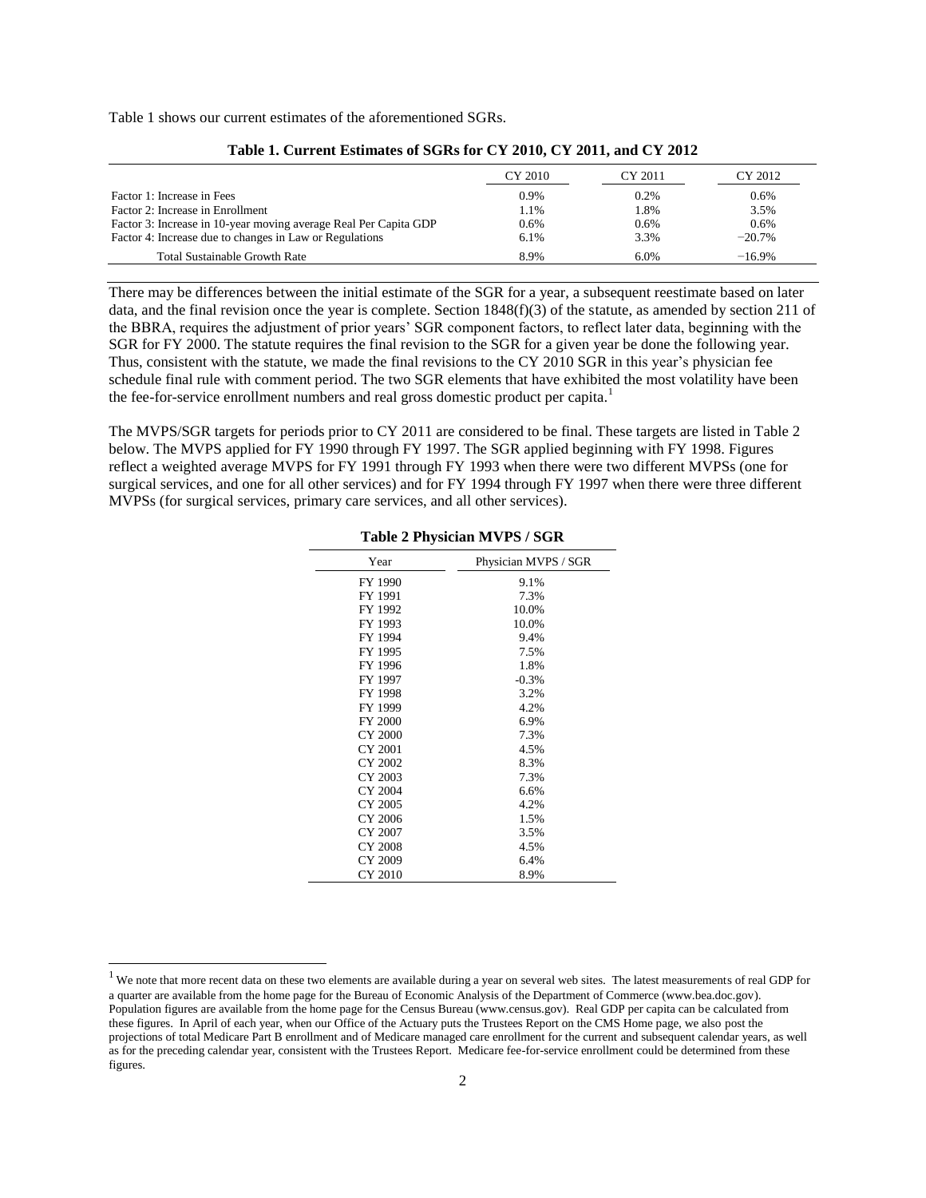Table 1 shows our current estimates of the aforementioned SGRs.

**Table 1. Current Estimates of SGRs for CY 2010, CY 2011, and CY 2012**

| | CY 2010 | CY 2011 | CY 2012 |
|---|---|---|---|
| Factor 1: Increase in Fees | 0.9% | 0.2% | 0.6% |
| Factor 2: Increase in Enrollment | 1.1% | 1.8% | 3.5% |
| Factor 3: Increase in 10-year moving average Real Per Capita GDP | 0.6% | 0.6% | 0.6% |
| Factor 4: Increase due to changes in Law or Regulations | 6.1% | 3.3% | −20.7% |
| Total Sustainable Growth Rate | 8.9% | 6.0% | −16.9% |

There may be differences between the initial estimate of the SGR for a year, a subsequent reestimate based on later data, and the final revision once the year is complete. Section 1848(f)(3) of the statute, as amended by section 211 of the BBRA, requires the adjustment of prior years' SGR component factors, to reflect later data, beginning with the SGR for FY 2000. The statute requires the final revision to the SGR for a given year be done the following year. Thus, consistent with the statute, we made the final revisions to the CY 2010 SGR in this year's physician fee schedule final rule with comment period. The two SGR elements that have exhibited the most volatility have been the fee-for-service enrollment numbers and real gross domestic product per capita.[1]

The MVPS/SGR targets for periods prior to CY 2011 are considered to be final. These targets are listed in Table 2 below. The MVPS applied for FY 1990 through FY 1997. The SGR applied beginning with FY 1998. Figures reflect a weighted average MVPS for FY 1991 through FY 1993 when there were two different MVPSs (one for surgical services, and one for all other services) and for FY 1994 through FY 1997 when there were three different MVPSs (for surgical services, primary care services, and all other services).

**Table 2 Physician MVPS / SGR**

| Year | Physician MVPS / SGR |
|---|---|
| FY 1990 | 9.1% |
| FY 1991 | 7.3% |
| FY 1992 | 10.0% |
| FY 1993 | 10.0% |
| FY 1994 | 9.4% |
| FY 1995 | 7.5% |
| FY 1996 | 1.8% |
| FY 1997 | -0.3% |
| FY 1998 | 3.2% |
| FY 1999 | 4.2% |
| FY 2000 | 6.9% |
| CY 2000 | 7.3% |
| CY 2001 | 4.5% |
| CY 2002 | 8.3% |
| CY 2003 | 7.3% |
| CY 2004 | 6.6% |
| CY 2005 | 4.2% |
| CY 2006 | 1.5% |
| CY 2007 | 3.5% |
| CY 2008 | 4.5% |
| CY 2009 | 6.4% |
| CY 2010 | 8.9% |

[1] We note that more recent data on these two elements are available during a year on several web sites. The latest measurements of real GDP for a quarter are available from the home page for the Bureau of Economic Analysis of the Department of Commerce (www.bea.doc.gov). Population figures are available from the home page for the Census Bureau (www.census.gov). Real GDP per capita can be calculated from these figures. In April of each year, when our Office of the Actuary puts the Trustees Report on the CMS Home page, we also post the projections of total Medicare Part B enrollment and of Medicare managed care enrollment for the current and subsequent calendar years, as well as for the preceding calendar year, consistent with the Trustees Report. Medicare fee-for-service enrollment could be determined from these figures.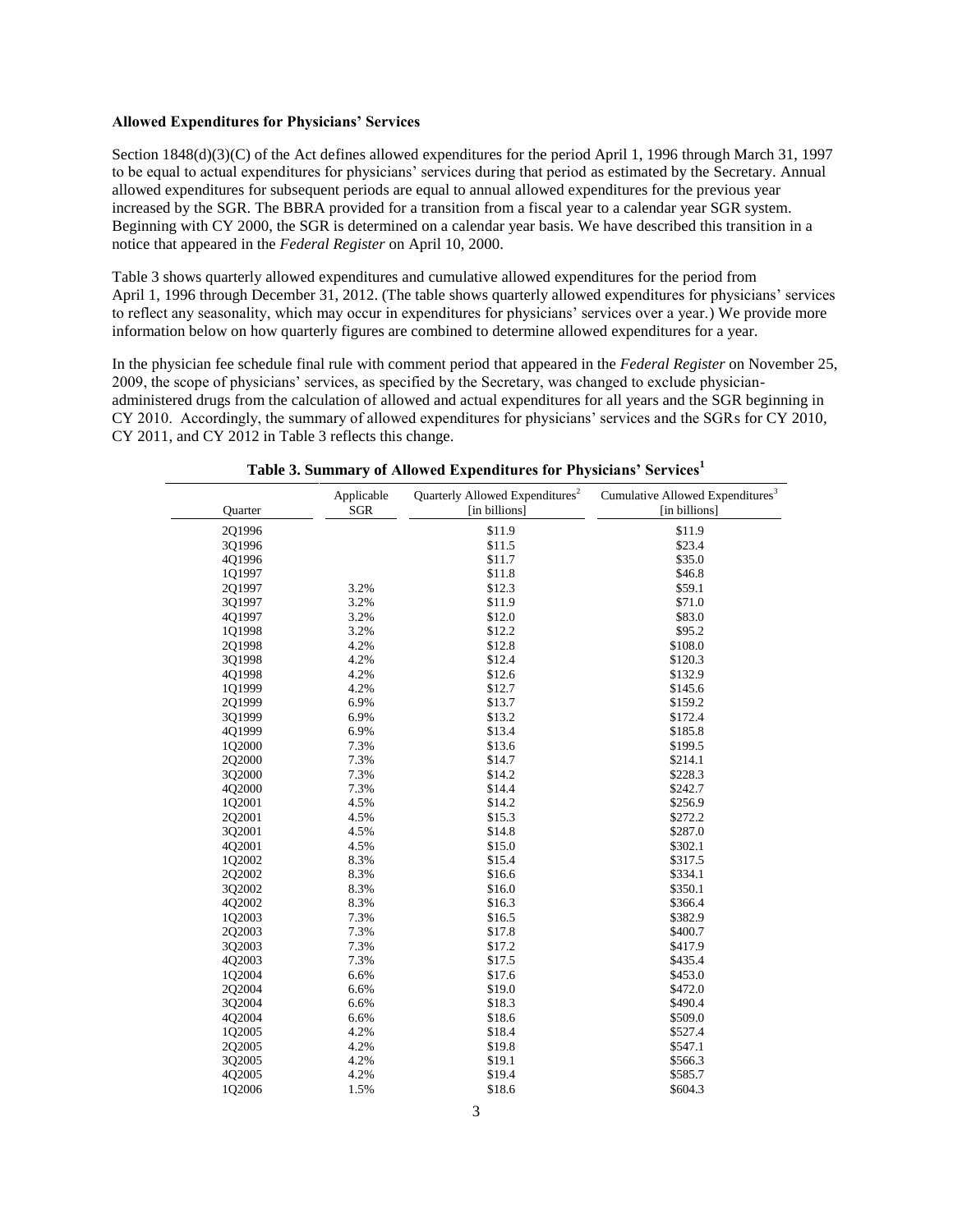**Allowed Expenditures for Physicians' Services**

Section 1848(d)(3)(C) of the Act defines allowed expenditures for the period April 1, 1996 through March 31, 1997 to be equal to actual expenditures for physicians' services during that period as estimated by the Secretary. Annual allowed expenditures for subsequent periods are equal to annual allowed expenditures for the previous year increased by the SGR. The BBRA provided for a transition from a fiscal year to a calendar year SGR system. Beginning with CY 2000, the SGR is determined on a calendar year basis. We have described this transition in a notice that appeared in the *Federal Register* on April 10, 2000.

Table 3 shows quarterly allowed expenditures and cumulative allowed expenditures for the period from April 1, 1996 through December 31, 2012. (The table shows quarterly allowed expenditures for physicians' services to reflect any seasonality, which may occur in expenditures for physicians' services over a year.) We provide more information below on how quarterly figures are combined to determine allowed expenditures for a year.

In the physician fee schedule final rule with comment period that appeared in the *Federal Register* on November 25, 2009, the scope of physicians' services, as specified by the Secretary, was changed to exclude physician-administered drugs from the calculation of allowed and actual expenditures for all years and the SGR beginning in CY 2010. Accordingly, the summary of allowed expenditures for physicians' services and the SGRs for CY 2010, CY 2011, and CY 2012 in Table 3 reflects this change.

**Table 3. Summary of Allowed Expenditures for Physicians' Services[1]**

| Quarter | Applicable SGR | Quarterly Allowed Expenditures[2] [in billions] | Cumulative Allowed Expenditures[3] [in billions] |
|---|---|---|---|
| 2Q1996 | | $11.9 | $11.9 |
| 3Q1996 | | $11.5 | $23.4 |
| 4Q1996 | | $11.7 | $35.0 |
| 1Q1997 | | $11.8 | $46.8 |
| 2Q1997 | 3.2% | $12.3 | $59.1 |
| 3Q1997 | 3.2% | $11.9 | $71.0 |
| 4Q1997 | 3.2% | $12.0 | $83.0 |
| 1Q1998 | 3.2% | $12.2 | $95.2 |
| 2Q1998 | 4.2% | $12.8 | $108.0 |
| 3Q1998 | 4.2% | $12.4 | $120.3 |
| 4Q1998 | 4.2% | $12.6 | $132.9 |
| 1Q1999 | 4.2% | $12.7 | $145.6 |
| 2Q1999 | 6.9% | $13.7 | $159.2 |
| 3Q1999 | 6.9% | $13.2 | $172.4 |
| 4Q1999 | 6.9% | $13.4 | $185.8 |
| 1Q2000 | 7.3% | $13.6 | $199.5 |
| 2Q2000 | 7.3% | $14.7 | $214.1 |
| 3Q2000 | 7.3% | $14.2 | $228.3 |
| 4Q2000 | 7.3% | $14.4 | $242.7 |
| 1Q2001 | 4.5% | $14.2 | $256.9 |
| 2Q2001 | 4.5% | $15.3 | $272.2 |
| 3Q2001 | 4.5% | $14.8 | $287.0 |
| 4Q2001 | 4.5% | $15.0 | $302.1 |
| 1Q2002 | 8.3% | $15.4 | $317.5 |
| 2Q2002 | 8.3% | $16.6 | $334.1 |
| 3Q2002 | 8.3% | $16.0 | $350.1 |
| 4Q2002 | 8.3% | $16.3 | $366.4 |
| 1Q2003 | 7.3% | $16.5 | $382.9 |
| 2Q2003 | 7.3% | $17.8 | $400.7 |
| 3Q2003 | 7.3% | $17.2 | $417.9 |
| 4Q2003 | 7.3% | $17.5 | $435.4 |
| 1Q2004 | 6.6% | $17.6 | $453.0 |
| 2Q2004 | 6.6% | $19.0 | $472.0 |
| 3Q2004 | 6.6% | $18.3 | $490.4 |
| 4Q2004 | 6.6% | $18.6 | $509.0 |
| 1Q2005 | 4.2% | $18.4 | $527.4 |
| 2Q2005 | 4.2% | $19.8 | $547.1 |
| 3Q2005 | 4.2% | $19.1 | $566.3 |
| 4Q2005 | 4.2% | $19.4 | $585.7 |
| 1Q2006 | 1.5% | $18.6 | $604.3 |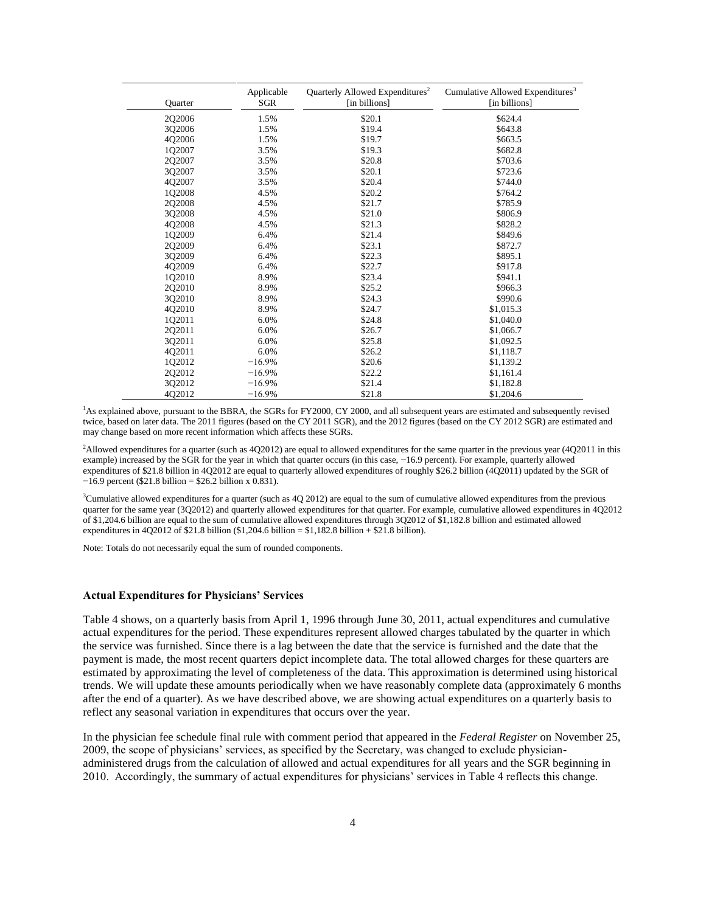| Quarter | Applicable SGR | Quarterly Allowed Expenditures[2] [in billions] | Cumulative Allowed Expenditures[3] [in billions] |
|---|---|---|---|
| 2Q2006 | 1.5% | \$20.1 | \$624.4 |
| 3Q2006 | 1.5% | \$19.4 | \$643.8 |
| 4Q2006 | 1.5% | \$19.7 | \$663.5 |
| 1Q2007 | 3.5% | \$19.3 | \$682.8 |
| 2Q2007 | 3.5% | \$20.8 | \$703.6 |
| 3Q2007 | 3.5% | \$20.1 | \$723.6 |
| 4Q2007 | 3.5% | \$20.4 | \$744.0 |
| 1Q2008 | 4.5% | \$20.2 | \$764.2 |
| 2Q2008 | 4.5% | \$21.7 | \$785.9 |
| 3Q2008 | 4.5% | \$21.0 | \$806.9 |
| 4Q2008 | 4.5% | \$21.3 | \$828.2 |
| 1Q2009 | 6.4% | \$21.4 | \$849.6 |
| 2Q2009 | 6.4% | \$23.1 | \$872.7 |
| 3Q2009 | 6.4% | \$22.3 | \$895.1 |
| 4Q2009 | 6.4% | \$22.7 | \$917.8 |
| 1Q2010 | 8.9% | \$23.4 | \$941.1 |
| 2Q2010 | 8.9% | \$25.2 | \$966.3 |
| 3Q2010 | 8.9% | \$24.3 | \$990.6 |
| 4Q2010 | 8.9% | \$24.7 | \$1,015.3 |
| 1Q2011 | 6.0% | \$24.8 | \$1,040.0 |
| 2Q2011 | 6.0% | \$26.7 | \$1,066.7 |
| 3Q2011 | 6.0% | \$25.8 | \$1,092.5 |
| 4Q2011 | 6.0% | \$26.2 | \$1,118.7 |
| 1Q2012 | −16.9% | \$20.6 | \$1,139.2 |
| 2Q2012 | −16.9% | \$22.2 | \$1,161.4 |
| 3Q2012 | −16.9% | \$21.4 | \$1,182.8 |
| 4Q2012 | −16.9% | \$21.8 | \$1,204.6 |

[1]As explained above, pursuant to the BBRA, the SGRs for FY2000, CY 2000, and all subsequent years are estimated and subsequently revised twice, based on later data. The 2011 figures (based on the CY 2011 SGR), and the 2012 figures (based on the CY 2012 SGR) are estimated and may change based on more recent information which affects these SGRs.

[2]Allowed expenditures for a quarter (such as 4Q2012) are equal to allowed expenditures for the same quarter in the previous year (4Q2011 in this example) increased by the SGR for the year in which that quarter occurs (in this case, −16.9 percent). For example, quarterly allowed expenditures of \$21.8 billion in 4Q2012 are equal to quarterly allowed expenditures of roughly \$26.2 billion (4Q2011) updated by the SGR of −16.9 percent (\$21.8 billion = \$26.2 billion x 0.831).

[3]Cumulative allowed expenditures for a quarter (such as 4Q 2012) are equal to the sum of cumulative allowed expenditures from the previous quarter for the same year (3Q2012) and quarterly allowed expenditures for that quarter. For example, cumulative allowed expenditures in 4Q2012 of \$1,204.6 billion are equal to the sum of cumulative allowed expenditures through 3Q2012 of \$1,182.8 billion and estimated allowed expenditures in 4Q2012 of \$21.8 billion (\$1,204.6 billion = \$1,182.8 billion + \$21.8 billion).

Note: Totals do not necessarily equal the sum of rounded components.

### Actual Expenditures for Physicians' Services

Table 4 shows, on a quarterly basis from April 1, 1996 through June 30, 2011, actual expenditures and cumulative actual expenditures for the period. These expenditures represent allowed charges tabulated by the quarter in which the service was furnished. Since there is a lag between the date that the service is furnished and the date that the payment is made, the most recent quarters depict incomplete data. The total allowed charges for these quarters are estimated by approximating the level of completeness of the data. This approximation is determined using historical trends. We will update these amounts periodically when we have reasonably complete data (approximately 6 months after the end of a quarter). As we have described above, we are showing actual expenditures on a quarterly basis to reflect any seasonal variation in expenditures that occurs over the year.

In the physician fee schedule final rule with comment period that appeared in the *Federal Register* on November 25, 2009, the scope of physicians' services, as specified by the Secretary, was changed to exclude physician-administered drugs from the calculation of allowed and actual expenditures for all years and the SGR beginning in 2010. Accordingly, the summary of actual expenditures for physicians' services in Table 4 reflects this change.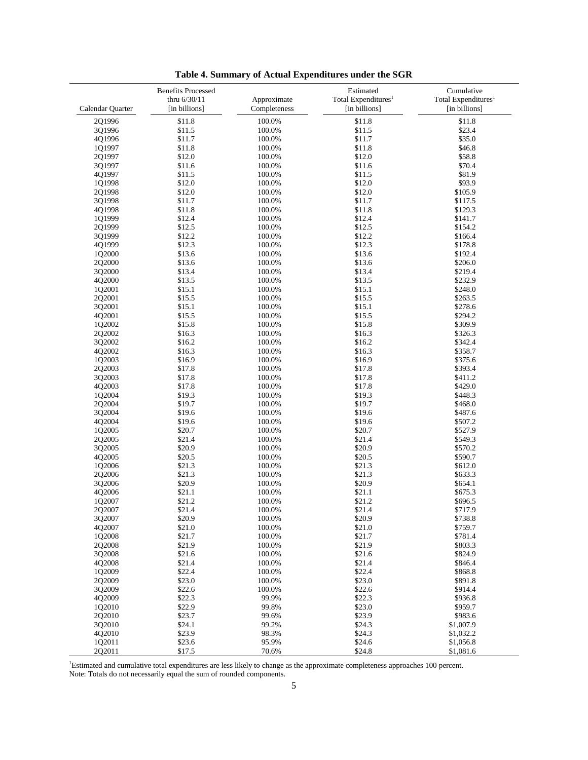**Table 4. Summary of Actual Expenditures under the SGR**

| Calendar Quarter | Benefits Processed thru 6/30/11 [in billions] | Approximate Completeness | Estimated Total Expenditures[1] [in billions] | Cumulative Total Expenditures[1] [in billions] |
|---|---|---|---|---|
| 2Q1996 | $11.8 | 100.0% | $11.8 | $11.8 |
| 3Q1996 | $11.5 | 100.0% | $11.5 | $23.4 |
| 4Q1996 | $11.7 | 100.0% | $11.7 | $35.0 |
| 1Q1997 | $11.8 | 100.0% | $11.8 | $46.8 |
| 2Q1997 | $12.0 | 100.0% | $12.0 | $58.8 |
| 3Q1997 | $11.6 | 100.0% | $11.6 | $70.4 |
| 4Q1997 | $11.5 | 100.0% | $11.5 | $81.9 |
| 1Q1998 | $12.0 | 100.0% | $12.0 | $93.9 |
| 2Q1998 | $12.0 | 100.0% | $12.0 | $105.9 |
| 3Q1998 | $11.7 | 100.0% | $11.7 | $117.5 |
| 4Q1998 | $11.8 | 100.0% | $11.8 | $129.3 |
| 1Q1999 | $12.4 | 100.0% | $12.4 | $141.7 |
| 2Q1999 | $12.5 | 100.0% | $12.5 | $154.2 |
| 3Q1999 | $12.2 | 100.0% | $12.2 | $166.4 |
| 4Q1999 | $12.3 | 100.0% | $12.3 | $178.8 |
| 1Q2000 | $13.6 | 100.0% | $13.6 | $192.4 |
| 2Q2000 | $13.6 | 100.0% | $13.6 | $206.0 |
| 3Q2000 | $13.4 | 100.0% | $13.4 | $219.4 |
| 4Q2000 | $13.5 | 100.0% | $13.5 | $232.9 |
| 1Q2001 | $15.1 | 100.0% | $15.1 | $248.0 |
| 2Q2001 | $15.5 | 100.0% | $15.5 | $263.5 |
| 3Q2001 | $15.1 | 100.0% | $15.1 | $278.6 |
| 4Q2001 | $15.5 | 100.0% | $15.5 | $294.2 |
| 1Q2002 | $15.8 | 100.0% | $15.8 | $309.9 |
| 2Q2002 | $16.3 | 100.0% | $16.3 | $326.3 |
| 3Q2002 | $16.2 | 100.0% | $16.2 | $342.4 |
| 4Q2002 | $16.3 | 100.0% | $16.3 | $358.7 |
| 1Q2003 | $16.9 | 100.0% | $16.9 | $375.6 |
| 2Q2003 | $17.8 | 100.0% | $17.8 | $393.4 |
| 3Q2003 | $17.8 | 100.0% | $17.8 | $411.2 |
| 4Q2003 | $17.8 | 100.0% | $17.8 | $429.0 |
| 1Q2004 | $19.3 | 100.0% | $19.3 | $448.3 |
| 2Q2004 | $19.7 | 100.0% | $19.7 | $468.0 |
| 3Q2004 | $19.6 | 100.0% | $19.6 | $487.6 |
| 4Q2004 | $19.6 | 100.0% | $19.6 | $507.2 |
| 1Q2005 | $20.7 | 100.0% | $20.7 | $527.9 |
| 2Q2005 | $21.4 | 100.0% | $21.4 | $549.3 |
| 3Q2005 | $20.9 | 100.0% | $20.9 | $570.2 |
| 4Q2005 | $20.5 | 100.0% | $20.5 | $590.7 |
| 1Q2006 | $21.3 | 100.0% | $21.3 | $612.0 |
| 2Q2006 | $21.3 | 100.0% | $21.3 | $633.3 |
| 3Q2006 | $20.9 | 100.0% | $20.9 | $654.1 |
| 4Q2006 | $21.1 | 100.0% | $21.1 | $675.3 |
| 1Q2007 | $21.2 | 100.0% | $21.2 | $696.5 |
| 2Q2007 | $21.4 | 100.0% | $21.4 | $717.9 |
| 3Q2007 | $20.9 | 100.0% | $20.9 | $738.8 |
| 4Q2007 | $21.0 | 100.0% | $21.0 | $759.7 |
| 1Q2008 | $21.7 | 100.0% | $21.7 | $781.4 |
| 2Q2008 | $21.9 | 100.0% | $21.9 | $803.3 |
| 3Q2008 | $21.6 | 100.0% | $21.6 | $824.9 |
| 4Q2008 | $21.4 | 100.0% | $21.4 | $846.4 |
| 1Q2009 | $22.4 | 100.0% | $22.4 | $868.8 |
| 2Q2009 | $23.0 | 100.0% | $23.0 | $891.8 |
| 3Q2009 | $22.6 | 100.0% | $22.6 | $914.4 |
| 4Q2009 | $22.3 | 99.9% | $22.3 | $936.8 |
| 1Q2010 | $22.9 | 99.8% | $23.0 | $959.7 |
| 2Q2010 | $23.7 | 99.6% | $23.9 | $983.6 |
| 3Q2010 | $24.1 | 99.2% | $24.3 | $1,007.9 |
| 4Q2010 | $23.9 | 98.3% | $24.3 | $1,032.2 |
| 1Q2011 | $23.6 | 95.9% | $24.6 | $1,056.8 |
| 2Q2011 | $17.5 | 70.6% | $24.8 | $1,081.6 |

[1]Estimated and cumulative total expenditures are less likely to change as the approximate completeness approaches 100 percent.
Note: Totals do not necessarily equal the sum of rounded components.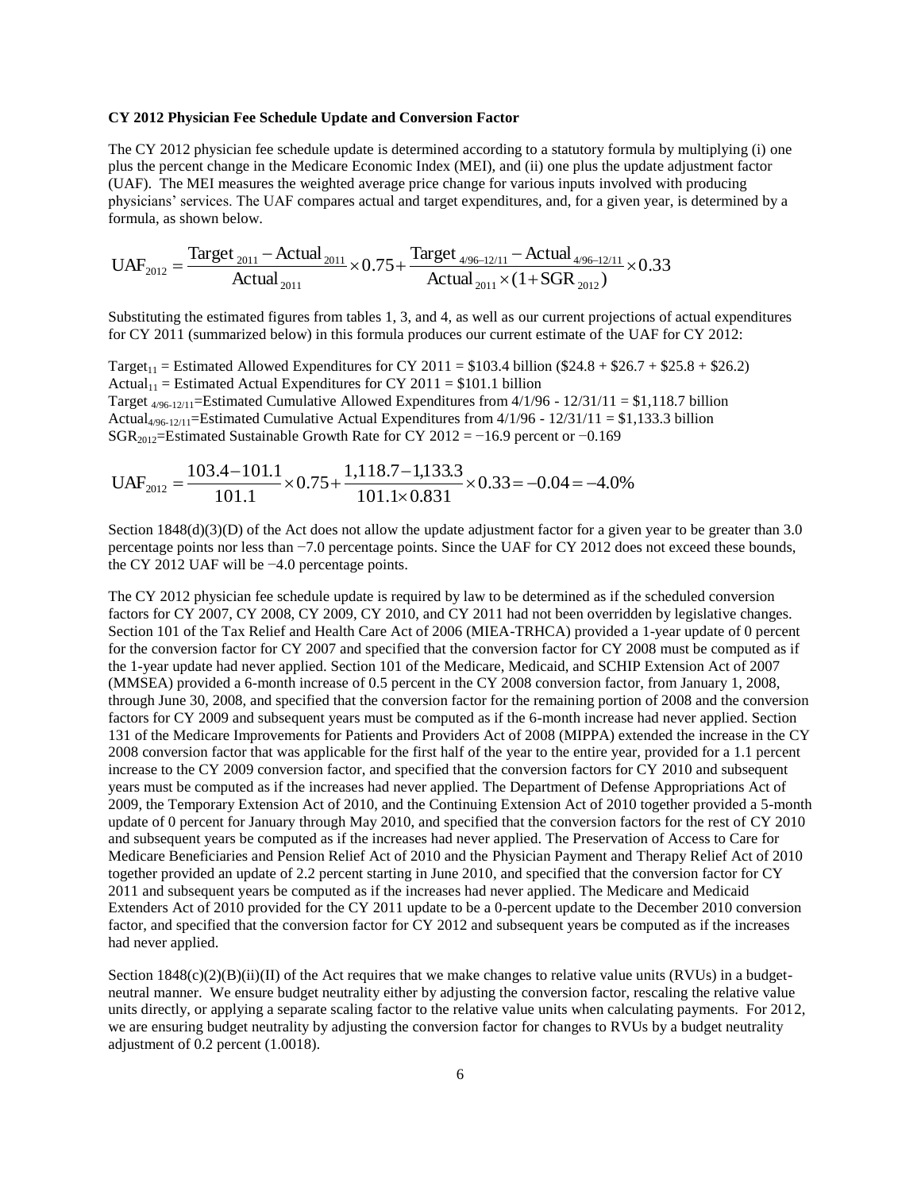**CY 2012 Physician Fee Schedule Update and Conversion Factor**

The CY 2012 physician fee schedule update is determined according to a statutory formula by multiplying (i) one plus the percent change in the Medicare Economic Index (MEI), and (ii) one plus the update adjustment factor (UAF). The MEI measures the weighted average price change for various inputs involved with producing physicians' services. The UAF compares actual and target expenditures, and, for a given year, is determined by a formula, as shown below.

$$UAF_{2012} = \frac{Target_{2011} - Actual_{2011}}{Actual_{2011}} \times 0.75 + \frac{Target_{4/96-12/11} - Actual_{4/96-12/11}}{Actual_{2011} \times (1 + SGR_{2012})} \times 0.33$$

Substituting the estimated figures from tables 1, 3, and 4, as well as our current projections of actual expenditures for CY 2011 (summarized below) in this formula produces our current estimate of the UAF for CY 2012:

$Target_{11}$ = Estimated Allowed Expenditures for CY 2011 = \$103.4 billion (\$24.8 + \$26.7 + \$25.8 + \$26.2)
$Actual_{11}$ = Estimated Actual Expenditures for CY 2011 = \$101.1 billion
$Target_{4/96-12/11}$=Estimated Cumulative Allowed Expenditures from 4/1/96 - 12/31/11 = \$1,118.7 billion
$Actual_{4/96-12/11}$=Estimated Cumulative Actual Expenditures from 4/1/96 - 12/31/11 = \$1,133.3 billion
$SGR_{2012}$=Estimated Sustainable Growth Rate for CY 2012 = −16.9 percent or −0.169

$$UAF_{2012} = \frac{103.4 - 101.1}{101.1} \times 0.75 + \frac{1{,}118.7 - 1{,}133.3}{101.1 \times 0.831} \times 0.33 = -0.04 = -4.0\%$$

Section 1848(d)(3)(D) of the Act does not allow the update adjustment factor for a given year to be greater than 3.0 percentage points nor less than −7.0 percentage points. Since the UAF for CY 2012 does not exceed these bounds, the CY 2012 UAF will be −4.0 percentage points.

The CY 2012 physician fee schedule update is required by law to be determined as if the scheduled conversion factors for CY 2007, CY 2008, CY 2009, CY 2010, and CY 2011 had not been overridden by legislative changes. Section 101 of the Tax Relief and Health Care Act of 2006 (MIEA-TRHCA) provided a 1-year update of 0 percent for the conversion factor for CY 2007 and specified that the conversion factor for CY 2008 must be computed as if the 1-year update had never applied. Section 101 of the Medicare, Medicaid, and SCHIP Extension Act of 2007 (MMSEA) provided a 6-month increase of 0.5 percent in the CY 2008 conversion factor, from January 1, 2008, through June 30, 2008, and specified that the conversion factor for the remaining portion of 2008 and the conversion factors for CY 2009 and subsequent years must be computed as if the 6-month increase had never applied. Section 131 of the Medicare Improvements for Patients and Providers Act of 2008 (MIPPA) extended the increase in the CY 2008 conversion factor that was applicable for the first half of the year to the entire year, provided for a 1.1 percent increase to the CY 2009 conversion factor, and specified that the conversion factors for CY 2010 and subsequent years must be computed as if the increases had never applied. The Department of Defense Appropriations Act of 2009, the Temporary Extension Act of 2010, and the Continuing Extension Act of 2010 together provided a 5-month update of 0 percent for January through May 2010, and specified that the conversion factors for the rest of CY 2010 and subsequent years be computed as if the increases had never applied. The Preservation of Access to Care for Medicare Beneficiaries and Pension Relief Act of 2010 and the Physician Payment and Therapy Relief Act of 2010 together provided an update of 2.2 percent starting in June 2010, and specified that the conversion factor for CY 2011 and subsequent years be computed as if the increases had never applied. The Medicare and Medicaid Extenders Act of 2010 provided for the CY 2011 update to be a 0-percent update to the December 2010 conversion factor, and specified that the conversion factor for CY 2012 and subsequent years be computed as if the increases had never applied.

Section 1848(c)(2)(B)(ii)(II) of the Act requires that we make changes to relative value units (RVUs) in a budget-neutral manner. We ensure budget neutrality either by adjusting the conversion factor, rescaling the relative value units directly, or applying a separate scaling factor to the relative value units when calculating payments. For 2012, we are ensuring budget neutrality by adjusting the conversion factor for changes to RVUs by a budget neutrality adjustment of 0.2 percent (1.0018).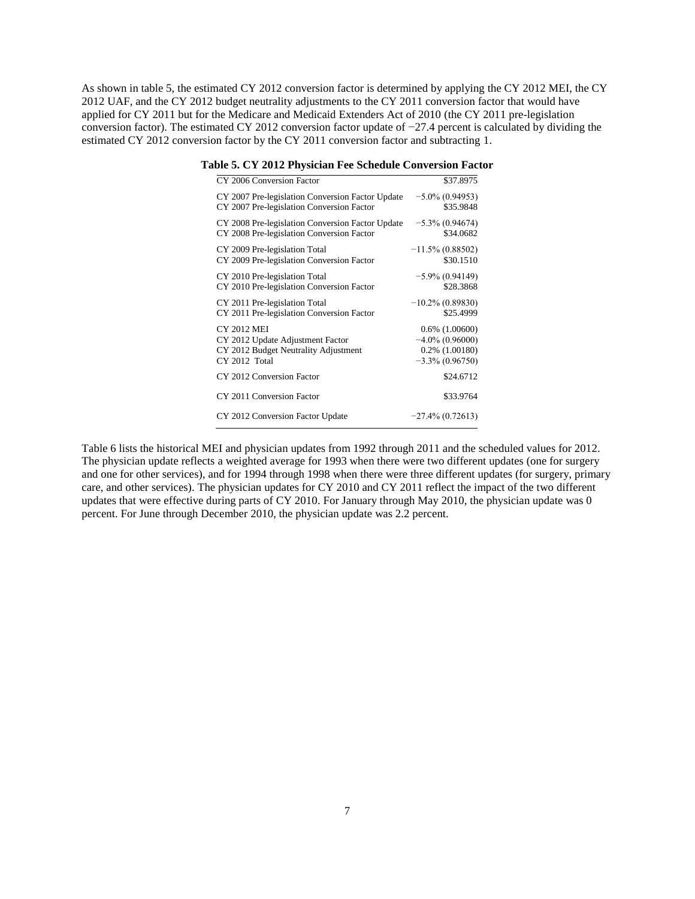As shown in table 5, the estimated CY 2012 conversion factor is determined by applying the CY 2012 MEI, the CY 2012 UAF, and the CY 2012 budget neutrality adjustments to the CY 2011 conversion factor that would have applied for CY 2011 but for the Medicare and Medicaid Extenders Act of 2010 (the CY 2011 pre-legislation conversion factor). The estimated CY 2012 conversion factor update of −27.4 percent is calculated by dividing the estimated CY 2012 conversion factor by the CY 2011 conversion factor and subtracting 1.

**Table 5. CY 2012 Physician Fee Schedule Conversion Factor**

| | |
|---|---|
| CY 2006 Conversion Factor | \$37.8975 |
| CY 2007 Pre-legislation Conversion Factor Update | −5.0% (0.94953) |
| CY 2007 Pre-legislation Conversion Factor | \$35.9848 |
| CY 2008 Pre-legislation Conversion Factor Update | −5.3% (0.94674) |
| CY 2008 Pre-legislation Conversion Factor | \$34.0682 |
| CY 2009 Pre-legislation Total | −11.5% (0.88502) |
| CY 2009 Pre-legislation Conversion Factor | \$30.1510 |
| CY 2010 Pre-legislation Total | −5.9% (0.94149) |
| CY 2010 Pre-legislation Conversion Factor | \$28.3868 |
| CY 2011 Pre-legislation Total | −10.2% (0.89830) |
| CY 2011 Pre-legislation Conversion Factor | \$25.4999 |
| CY 2012 MEI | 0.6% (1.00600) |
| CY 2012 Update Adjustment Factor | −4.0% (0.96000) |
| CY 2012 Budget Neutrality Adjustment | 0.2% (1.00180) |
| CY 2012 Total | −3.3% (0.96750) |
| CY 2012 Conversion Factor | \$24.6712 |
| CY 2011 Conversion Factor | \$33.9764 |
| CY 2012 Conversion Factor Update | −27.4% (0.72613) |

Table 6 lists the historical MEI and physician updates from 1992 through 2011 and the scheduled values for 2012. The physician update reflects a weighted average for 1993 when there were two different updates (one for surgery and one for other services), and for 1994 through 1998 when there were three different updates (for surgery, primary care, and other services). The physician updates for CY 2010 and CY 2011 reflect the impact of the two different updates that were effective during parts of CY 2010. For January through May 2010, the physician update was 0 percent. For June through December 2010, the physician update was 2.2 percent.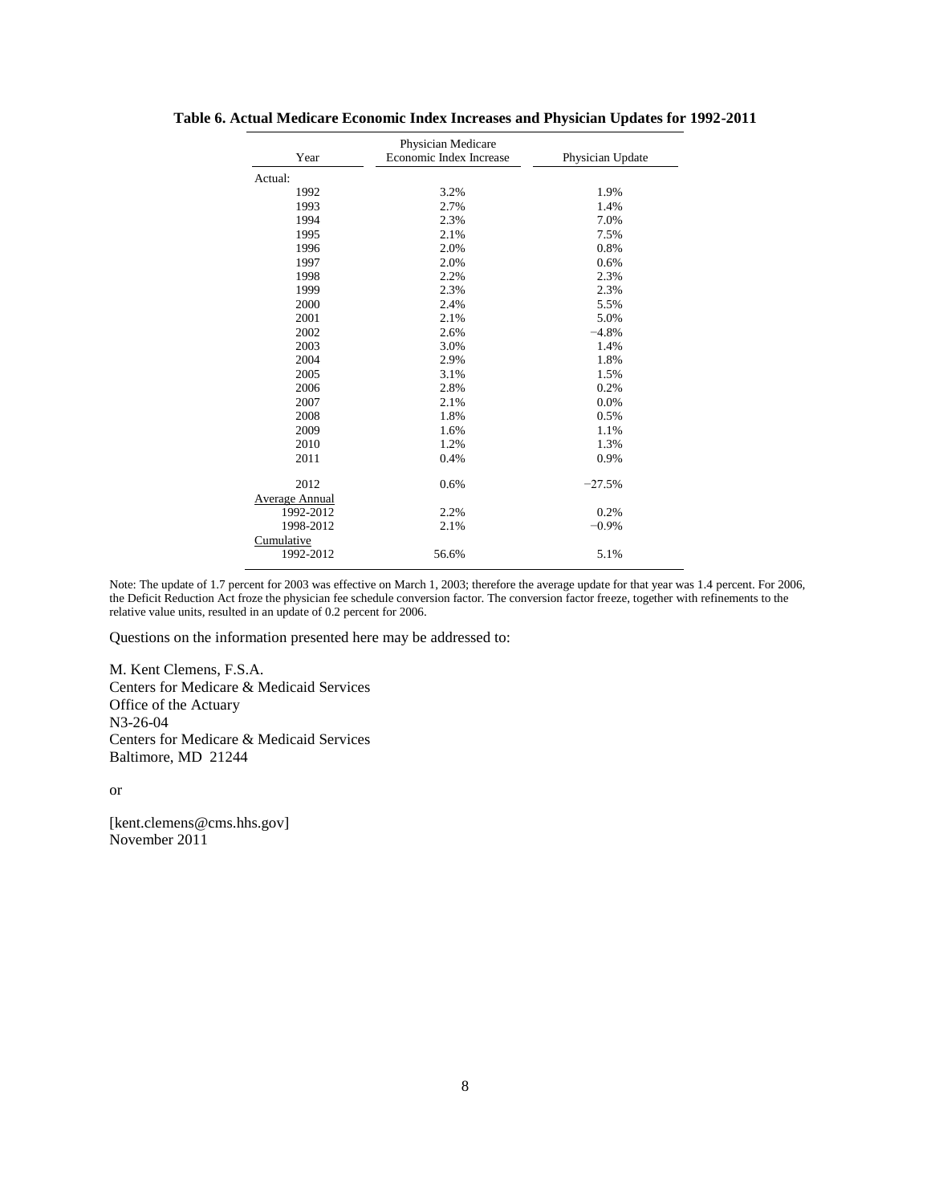**Table 6. Actual Medicare Economic Index Increases and Physician Updates for 1992-2011**

| Year | Physician Medicare Economic Index Increase | Physician Update |
|---|---|---|
| Actual: | | |
| 1992 | 3.2% | 1.9% |
| 1993 | 2.7% | 1.4% |
| 1994 | 2.3% | 7.0% |
| 1995 | 2.1% | 7.5% |
| 1996 | 2.0% | 0.8% |
| 1997 | 2.0% | 0.6% |
| 1998 | 2.2% | 2.3% |
| 1999 | 2.3% | 2.3% |
| 2000 | 2.4% | 5.5% |
| 2001 | 2.1% | 5.0% |
| 2002 | 2.6% | −4.8% |
| 2003 | 3.0% | 1.4% |
| 2004 | 2.9% | 1.8% |
| 2005 | 3.1% | 1.5% |
| 2006 | 2.8% | 0.2% |
| 2007 | 2.1% | 0.0% |
| 2008 | 1.8% | 0.5% |
| 2009 | 1.6% | 1.1% |
| 2010 | 1.2% | 1.3% |
| 2011 | 0.4% | 0.9% |
| 2012 | 0.6% | −27.5% |
| Average Annual | | |
| 1992-2012 | 2.2% | 0.2% |
| 1998-2012 | 2.1% | −0.9% |
| Cumulative | | |
| 1992-2012 | 56.6% | 5.1% |

Note: The update of 1.7 percent for 2003 was effective on March 1, 2003; therefore the average update for that year was 1.4 percent. For 2006, the Deficit Reduction Act froze the physician fee schedule conversion factor. The conversion factor freeze, together with refinements to the relative value units, resulted in an update of 0.2 percent for 2006.

Questions on the information presented here may be addressed to:

M. Kent Clemens, F.S.A.
Centers for Medicare & Medicaid Services
Office of the Actuary
N3-26-04
Centers for Medicare & Medicaid Services
Baltimore, MD 21244

or

[kent.clemens@cms.hhs.gov]
November 2011